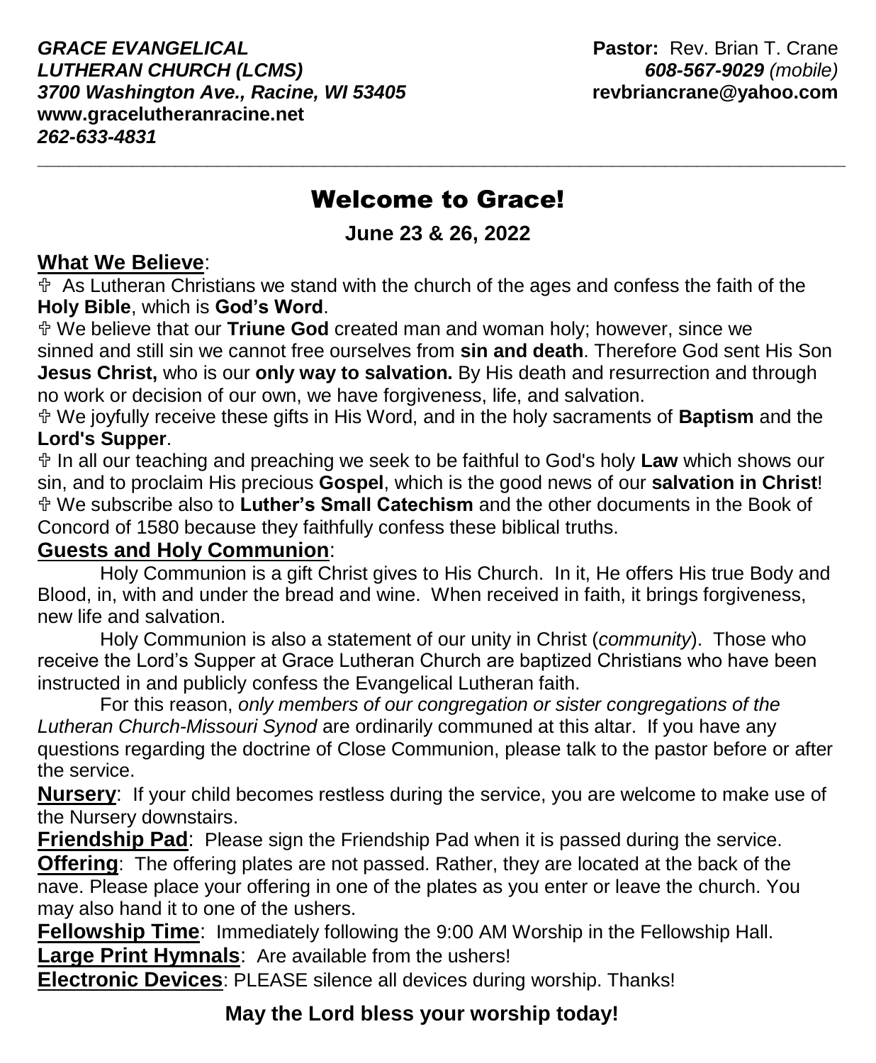***GRACE EVANGELICAL***
***LUTHERAN CHURCH (LCMS)***
***3700 Washington Ave., Racine, WI 53405***
**www.gracelutheranracine.net**
***262-633-4831***

**Pastor:** Rev. Brian T. Crane
***608-567-9029*** *(mobile)*
**revbriancrane@yahoo.com**

---

# Welcome to Grace!

**June 23 & 26, 2022**

## What We Believe:

✞ As Lutheran Christians we stand with the church of the ages and confess the faith of the **Holy Bible**, which is **God's Word**.

✞ We believe that our **Triune God** created man and woman holy; however, since we sinned and still sin we cannot free ourselves from **sin and death**. Therefore God sent His Son **Jesus Christ,** who is our **only way to salvation.** By His death and resurrection and through no work or decision of our own, we have forgiveness, life, and salvation.

✞ We joyfully receive these gifts in His Word, and in the holy sacraments of **Baptism** and the **Lord's Supper**.

✞ In all our teaching and preaching we seek to be faithful to God's holy **Law** which shows our sin, and to proclaim His precious **Gospel**, which is the good news of our **salvation in Christ**!

✞ We subscribe also to **Luther's Small Catechism** and the other documents in the Book of Concord of 1580 because they faithfully confess these biblical truths.

## Guests and Holy Communion:

Holy Communion is a gift Christ gives to His Church. In it, He offers His true Body and Blood, in, with and under the bread and wine. When received in faith, it brings forgiveness, new life and salvation.

Holy Communion is also a statement of our unity in Christ (*community*). Those who receive the Lord's Supper at Grace Lutheran Church are baptized Christians who have been instructed in and publicly confess the Evangelical Lutheran faith.

For this reason, *only members of our congregation or sister congregations of the Lutheran Church-Missouri Synod* are ordinarily communed at this altar. If you have any questions regarding the doctrine of Close Communion, please talk to the pastor before or after the service.

**Nursery**: If your child becomes restless during the service, you are welcome to make use of the Nursery downstairs.

**Friendship Pad**: Please sign the Friendship Pad when it is passed during the service.

**Offering**: The offering plates are not passed. Rather, they are located at the back of the nave. Please place your offering in one of the plates as you enter or leave the church. You may also hand it to one of the ushers.

**Fellowship Time**: Immediately following the 9:00 AM Worship in the Fellowship Hall.

**Large Print Hymnals**: Are available from the ushers!

**Electronic Devices**: PLEASE silence all devices during worship. Thanks!

**May the Lord bless your worship today!**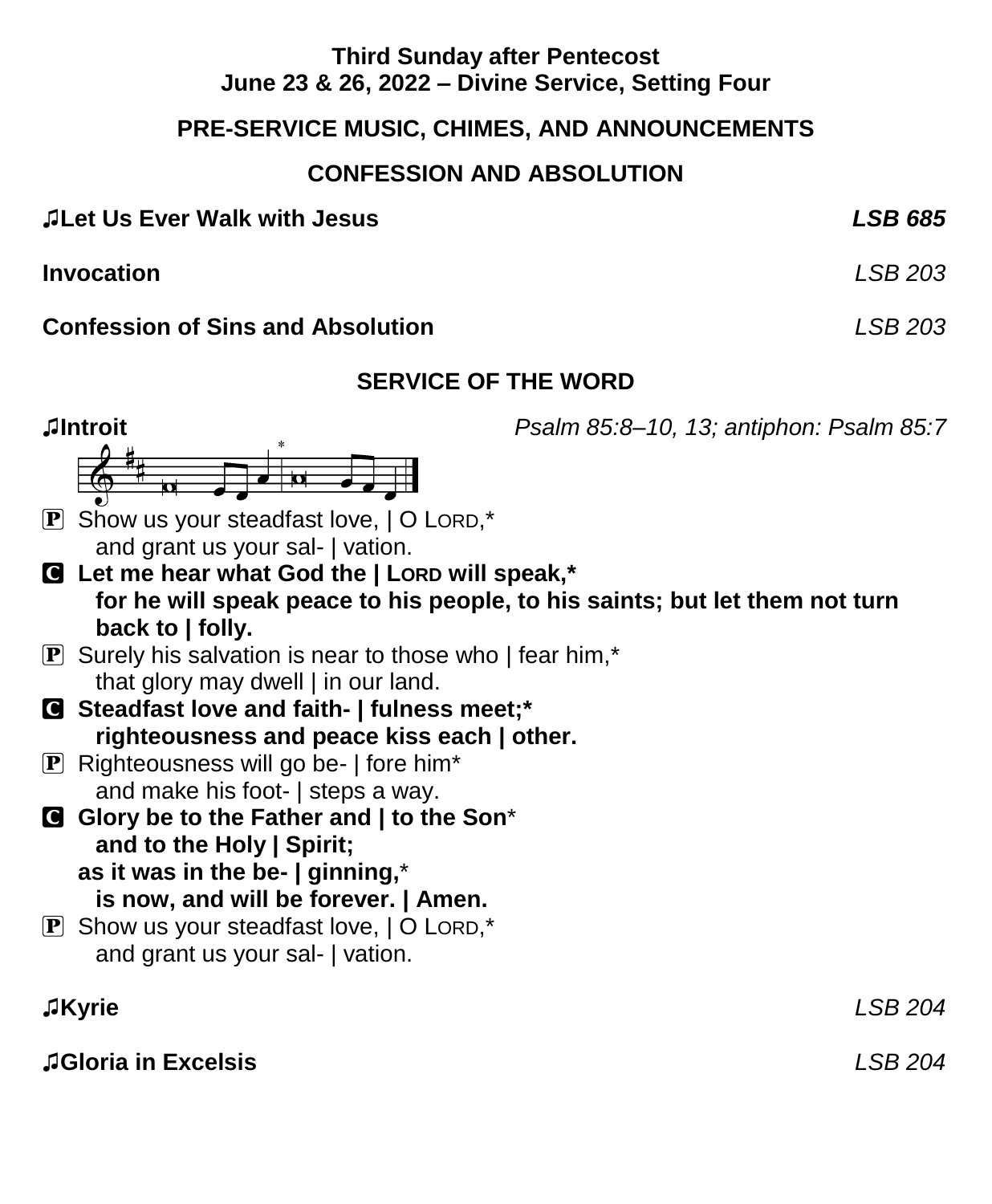**Third Sunday after Pentecost**
**June 23 & 26, 2022 – Divine Service, Setting Four**

## PRE-SERVICE MUSIC, CHIMES, AND ANNOUNCEMENTS

## CONFESSION AND ABSOLUTION

**♫Let Us Ever Walk with Jesus** ***LSB 685***

**Invocation** *LSB 203*

**Confession of Sins and Absolution** *LSB 203*

## SERVICE OF THE WORD

**♫Introit** *Psalm 85:8–10, 13; antiphon: Psalm 85:7*

P Show us your steadfast love, | O LORD,*
  and grant us your sal- | vation.
**C Let me hear what God the | LORD will speak,***
  **for he will speak peace to his people, to his saints; but let them not turn back to | folly.**
P Surely his salvation is near to those who | fear him,*
  that glory may dwell | in our land.
**C Steadfast love and faith- | fulness meet;***
  **righteousness and peace kiss each | other.**
P Righteousness will go be- | fore him*
  and make his foot- | steps a way.
**C Glory be to the Father and | to the Son***
  **and to the Holy | Spirit;**
**as it was in the be- | ginning,***
  **is now, and will be forever. | Amen.**
P Show us your steadfast love, | O LORD,*
  and grant us your sal- | vation.

**♫Kyrie** *LSB 204*

**♫Gloria in Excelsis** *LSB 204*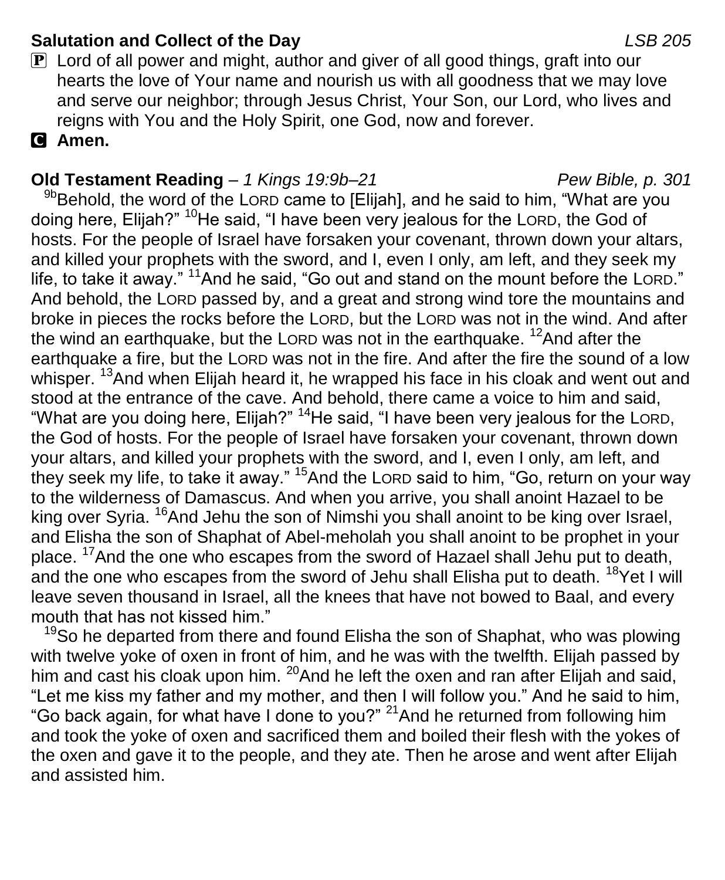**Salutation and Collect of the Day** *LSB 205*

P Lord of all power and might, author and giver of all good things, graft into our hearts the love of Your name and nourish us with all goodness that we may love and serve our neighbor; through Jesus Christ, Your Son, our Lord, who lives and reigns with You and the Holy Spirit, one God, now and forever.

C **Amen.**

**Old Testament Reading** – *1 Kings 19:9b–21* *Pew Bible, p. 301*

[9b]Behold, the word of the LORD came to [Elijah], and he said to him, "What are you doing here, Elijah?" [10]He said, "I have been very jealous for the LORD, the God of hosts. For the people of Israel have forsaken your covenant, thrown down your altars, and killed your prophets with the sword, and I, even I only, am left, and they seek my life, to take it away." [11]And he said, "Go out and stand on the mount before the LORD." And behold, the LORD passed by, and a great and strong wind tore the mountains and broke in pieces the rocks before the LORD, but the LORD was not in the wind. And after the wind an earthquake, but the LORD was not in the earthquake. [12]And after the earthquake a fire, but the LORD was not in the fire. And after the fire the sound of a low whisper. [13]And when Elijah heard it, he wrapped his face in his cloak and went out and stood at the entrance of the cave. And behold, there came a voice to him and said, "What are you doing here, Elijah?" [14]He said, "I have been very jealous for the LORD, the God of hosts. For the people of Israel have forsaken your covenant, thrown down your altars, and killed your prophets with the sword, and I, even I only, am left, and they seek my life, to take it away." [15]And the LORD said to him, "Go, return on your way to the wilderness of Damascus. And when you arrive, you shall anoint Hazael to be king over Syria. [16]And Jehu the son of Nimshi you shall anoint to be king over Israel, and Elisha the son of Shaphat of Abel-meholah you shall anoint to be prophet in your place. [17]And the one who escapes from the sword of Hazael shall Jehu put to death, and the one who escapes from the sword of Jehu shall Elisha put to death. [18]Yet I will leave seven thousand in Israel, all the knees that have not bowed to Baal, and every mouth that has not kissed him."

[19]So he departed from there and found Elisha the son of Shaphat, who was plowing with twelve yoke of oxen in front of him, and he was with the twelfth. Elijah passed by him and cast his cloak upon him. [20]And he left the oxen and ran after Elijah and said, "Let me kiss my father and my mother, and then I will follow you." And he said to him, "Go back again, for what have I done to you?" [21]And he returned from following him and took the yoke of oxen and sacrificed them and boiled their flesh with the yokes of the oxen and gave it to the people, and they ate. Then he arose and went after Elijah and assisted him.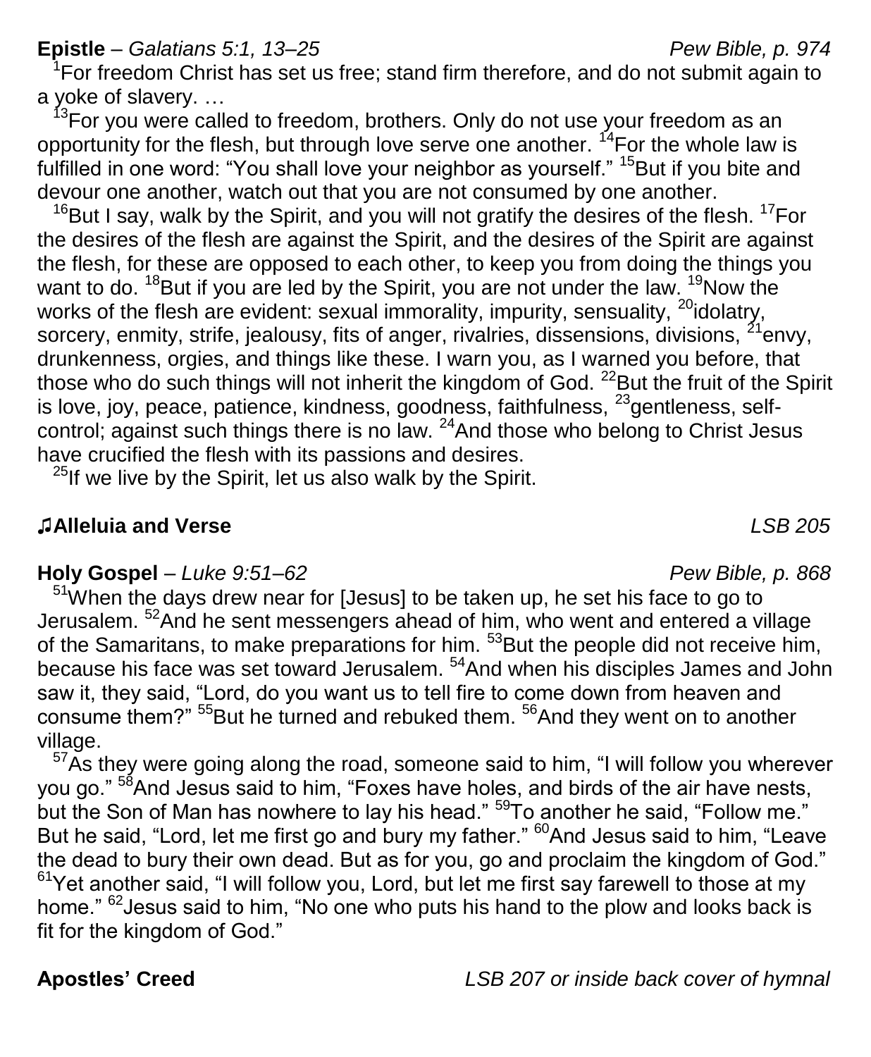**Epistle** – *Galatians 5:1, 13–25* *Pew Bible, p. 974*

[1]For freedom Christ has set us free; stand firm therefore, and do not submit again to a yoke of slavery. …

[13]For you were called to freedom, brothers. Only do not use your freedom as an opportunity for the flesh, but through love serve one another. [14]For the whole law is fulfilled in one word: "You shall love your neighbor as yourself." [15]But if you bite and devour one another, watch out that you are not consumed by one another.

[16]But I say, walk by the Spirit, and you will not gratify the desires of the flesh. [17]For the desires of the flesh are against the Spirit, and the desires of the Spirit are against the flesh, for these are opposed to each other, to keep you from doing the things you want to do. [18]But if you are led by the Spirit, you are not under the law. [19]Now the works of the flesh are evident: sexual immorality, impurity, sensuality, [20]idolatry, sorcery, enmity, strife, jealousy, fits of anger, rivalries, dissensions, divisions, [21]envy, drunkenness, orgies, and things like these. I warn you, as I warned you before, that those who do such things will not inherit the kingdom of God. [22]But the fruit of the Spirit is love, joy, peace, patience, kindness, goodness, faithfulness, [23]gentleness, self-control; against such things there is no law. [24]And those who belong to Christ Jesus have crucified the flesh with its passions and desires.

[25]If we live by the Spirit, let us also walk by the Spirit.

**♫Alleluia and Verse** *LSB 205*

**Holy Gospel** – *Luke 9:51–62* *Pew Bible, p. 868*

[51]When the days drew near for [Jesus] to be taken up, he set his face to go to Jerusalem. [52]And he sent messengers ahead of him, who went and entered a village of the Samaritans, to make preparations for him. [53]But the people did not receive him, because his face was set toward Jerusalem. [54]And when his disciples James and John saw it, they said, "Lord, do you want us to tell fire to come down from heaven and consume them?" [55]But he turned and rebuked them. [56]And they went on to another village.

[57]As they were going along the road, someone said to him, "I will follow you wherever you go." [58]And Jesus said to him, "Foxes have holes, and birds of the air have nests, but the Son of Man has nowhere to lay his head." [59]To another he said, "Follow me." But he said, "Lord, let me first go and bury my father." [60]And Jesus said to him, "Leave the dead to bury their own dead. But as for you, go and proclaim the kingdom of God." [61]Yet another said, "I will follow you, Lord, but let me first say farewell to those at my home." [62]Jesus said to him, "No one who puts his hand to the plow and looks back is fit for the kingdom of God."

**Apostles' Creed** *LSB 207 or inside back cover of hymnal*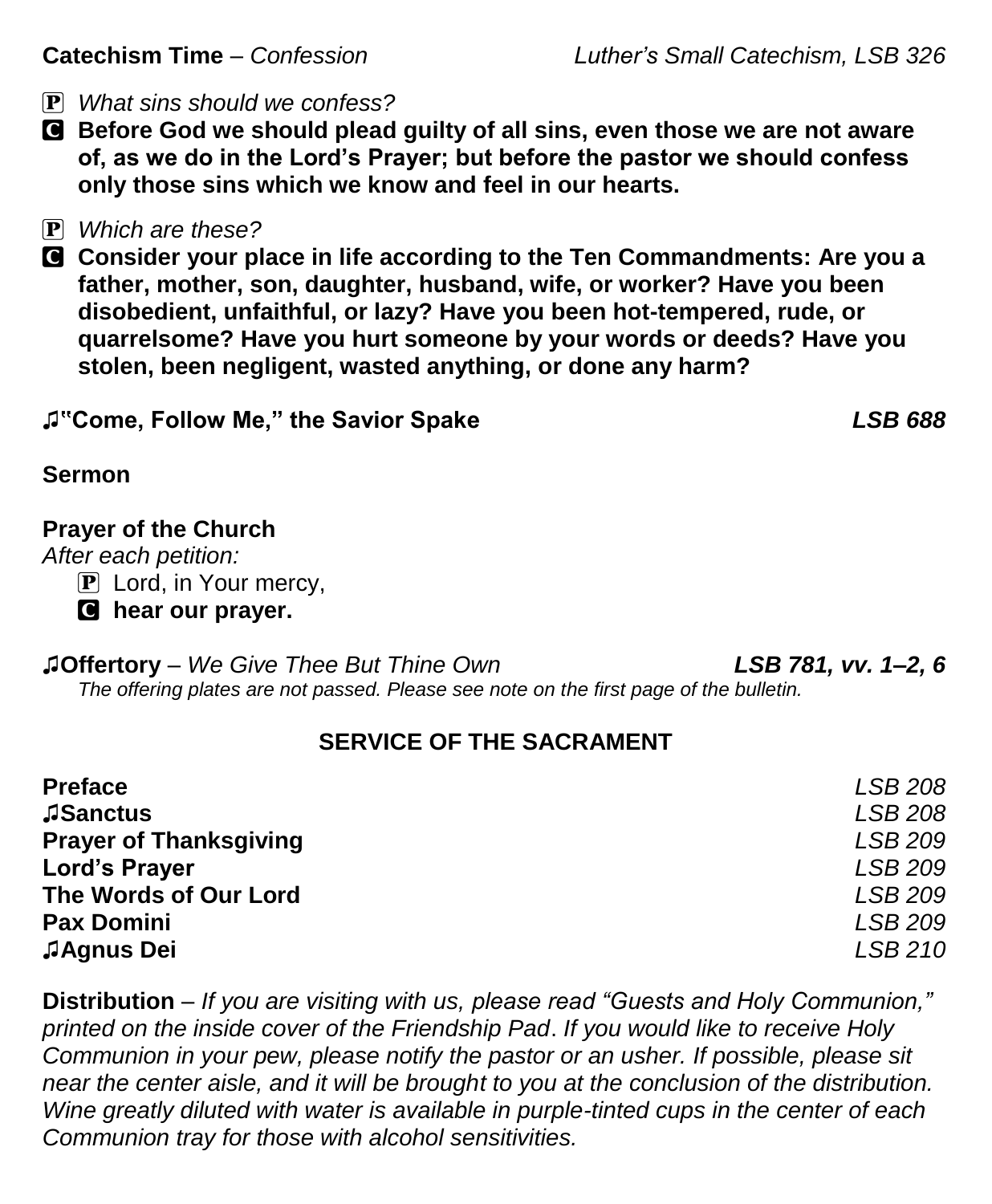**Catechism Time** – *Confession* *Luther's Small Catechism, LSB 326*

P *What sins should we confess?*

C **Before God we should plead guilty of all sins, even those we are not aware of, as we do in the Lord's Prayer; but before the pastor we should confess only those sins which we know and feel in our hearts.**

P *Which are these?*

C **Consider your place in life according to the Ten Commandments: Are you a father, mother, son, daughter, husband, wife, or worker? Have you been disobedient, unfaithful, or lazy? Have you been hot-tempered, rude, or quarrelsome? Have you hurt someone by your words or deeds? Have you stolen, been negligent, wasted anything, or done any harm?**

♫**"Come, Follow Me," the Savior Spake** ***LSB 688***

**Sermon**

**Prayer of the Church**

*After each petition:*

P Lord, in Your mercy,

C **hear our prayer.**

♫**Offertory** – *We Give Thee But Thine Own* ***LSB 781, vv. 1–2, 6***

*The offering plates are not passed. Please see note on the first page of the bulletin.*

## SERVICE OF THE SACRAMENT

**Preface** *LSB 208*

♫**Sanctus** *LSB 208*

**Prayer of Thanksgiving** *LSB 209*

**Lord's Prayer** *LSB 209*

**The Words of Our Lord** *LSB 209*

**Pax Domini** *LSB 209*

♫**Agnus Dei** *LSB 210*

**Distribution** – *If you are visiting with us, please read "Guests and Holy Communion," printed on the inside cover of the Friendship Pad. If you would like to receive Holy Communion in your pew, please notify the pastor or an usher. If possible, please sit near the center aisle, and it will be brought to you at the conclusion of the distribution. Wine greatly diluted with water is available in purple-tinted cups in the center of each Communion tray for those with alcohol sensitivities.*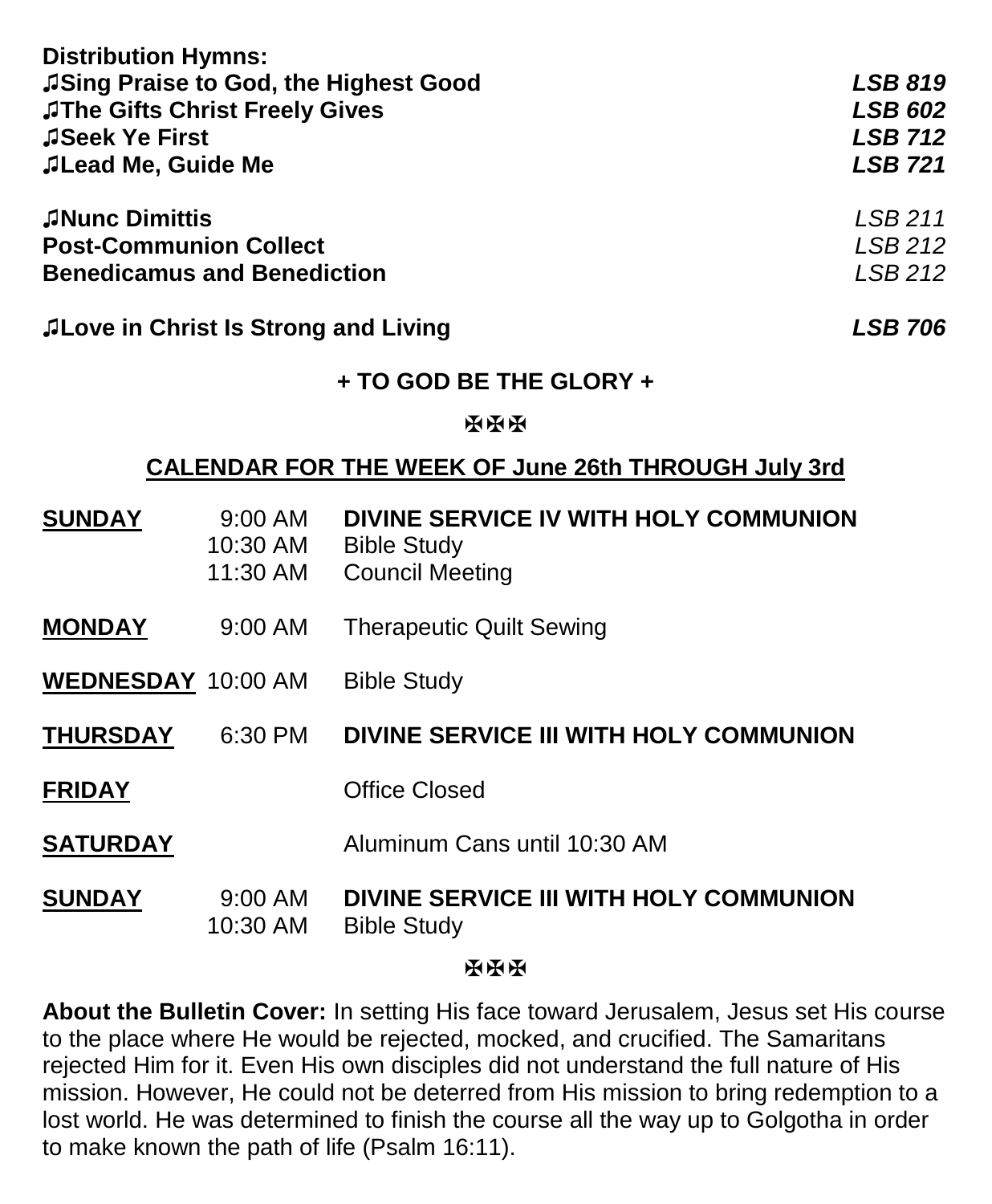**Distribution Hymns:**

| | |
|---|---|
| **♫Sing Praise to God, the Highest Good** | ***LSB 819*** |
| **♫The Gifts Christ Freely Gives** | ***LSB 602*** |
| **♫Seek Ye First** | ***LSB 712*** |
| **♫Lead Me, Guide Me** | ***LSB 721*** |

| | |
|---|---|
| **♫Nunc Dimittis** | *LSB 211* |
| **Post-Communion Collect** | *LSB 212* |
| **Benedicamus and Benediction** | *LSB 212* |

| | |
|---|---|
| **♫Love in Christ Is Strong and Living** | ***LSB 706*** |

**+ TO GOD BE THE GLORY +**

✠✠✠

**CALENDAR FOR THE WEEK OF June 26th THROUGH July 3rd**

| | | |
|---|---|---|
| **SUNDAY** | 9:00 AM | **DIVINE SERVICE IV WITH HOLY COMMUNION** |
| | 10:30 AM | Bible Study |
| | 11:30 AM | Council Meeting |
| **MONDAY** | 9:00 AM | Therapeutic Quilt Sewing |
| **WEDNESDAY** | 10:00 AM | Bible Study |
| **THURSDAY** | 6:30 PM | **DIVINE SERVICE III WITH HOLY COMMUNION** |
| **FRIDAY** | | Office Closed |
| **SATURDAY** | | Aluminum Cans until 10:30 AM |
| **SUNDAY** | 9:00 AM | **DIVINE SERVICE III WITH HOLY COMMUNION** |
| | 10:30 AM | Bible Study |

✠✠✠

**About the Bulletin Cover:** In setting His face toward Jerusalem, Jesus set His course to the place where He would be rejected, mocked, and crucified. The Samaritans rejected Him for it. Even His own disciples did not understand the full nature of His mission. However, He could not be deterred from His mission to bring redemption to a lost world. He was determined to finish the course all the way up to Golgotha in order to make known the path of life (Psalm 16:11).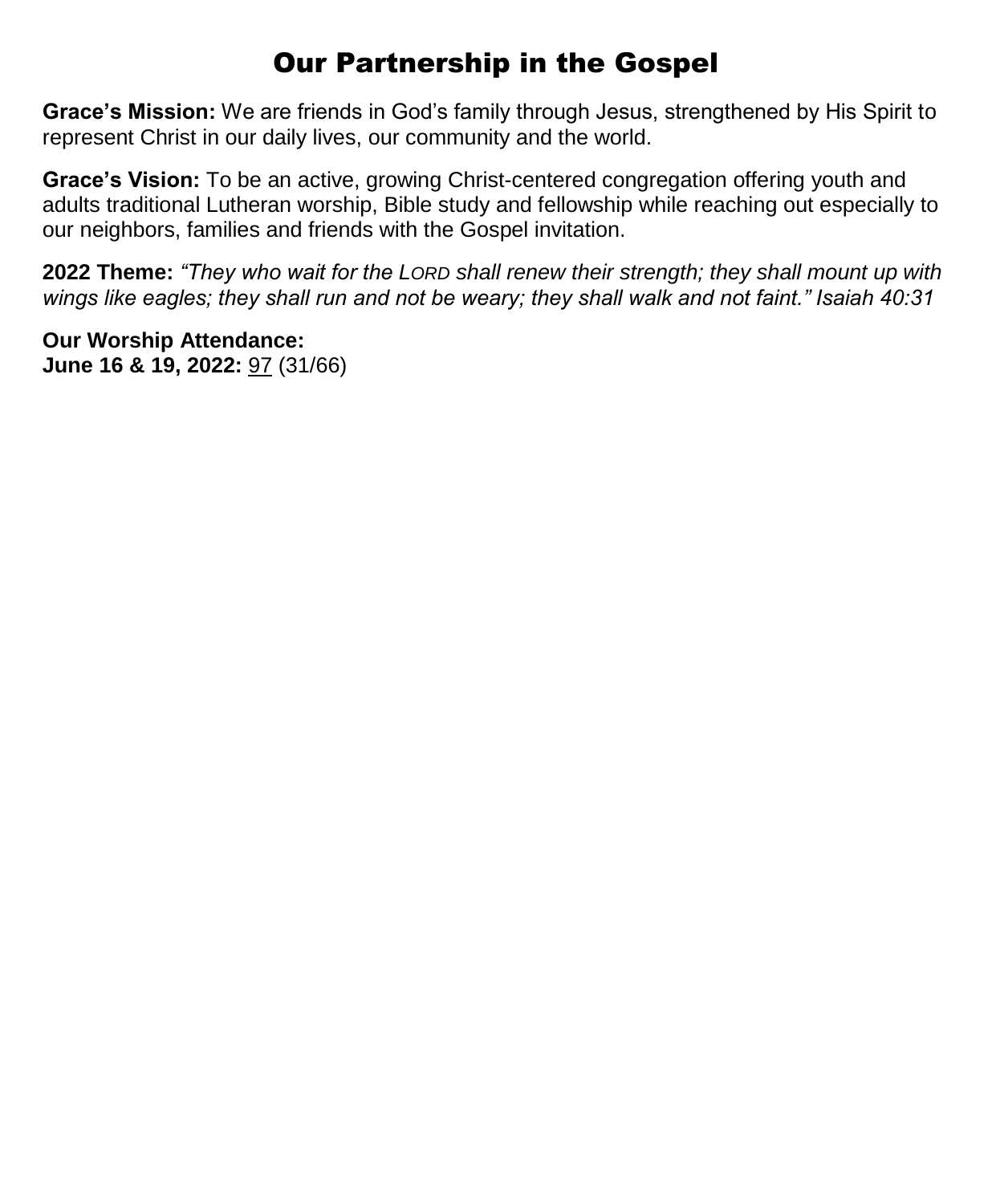# Our Partnership in the Gospel

**Grace's Mission:** We are friends in God's family through Jesus, strengthened by His Spirit to represent Christ in our daily lives, our community and the world.

**Grace's Vision:** To be an active, growing Christ-centered congregation offering youth and adults traditional Lutheran worship, Bible study and fellowship while reaching out especially to our neighbors, families and friends with the Gospel invitation.

**2022 Theme:** *"They who wait for the LORD shall renew their strength; they shall mount up with wings like eagles; they shall run and not be weary; they shall walk and not faint." Isaiah 40:31*

**Our Worship Attendance:**
**June 16 & 19, 2022:** 97 (31/66)